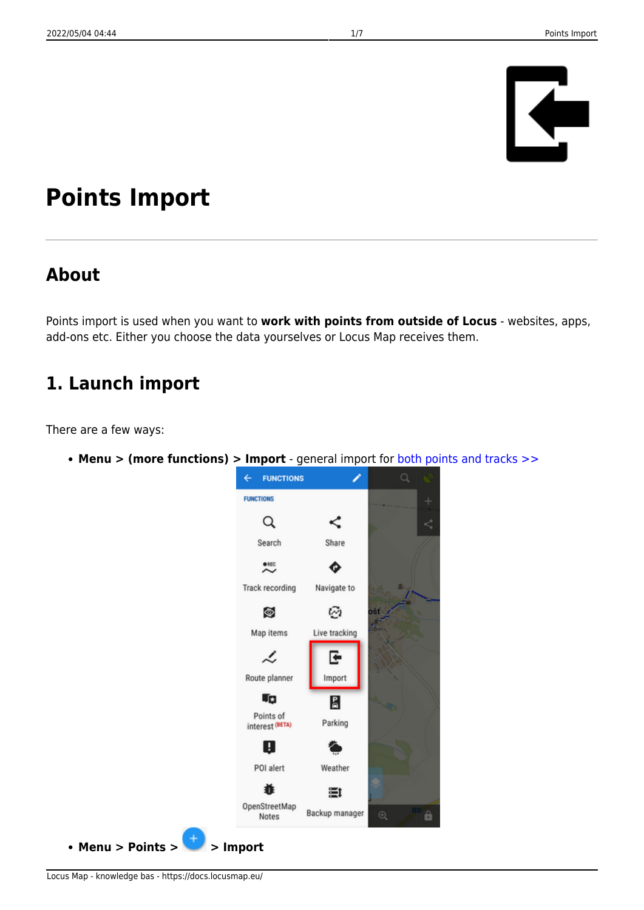# Points Import

## About

Points import is used when you want to **work with points from outside of Locus** - websites, apps, add-ons etc. Either you choose the data yourselves or Locus Map receives them.

## 1. Launch import

There are a few ways:

- **Menu > (more functions) > Import** - general import for both points and tracks >>
- **Menu > Points > > Import**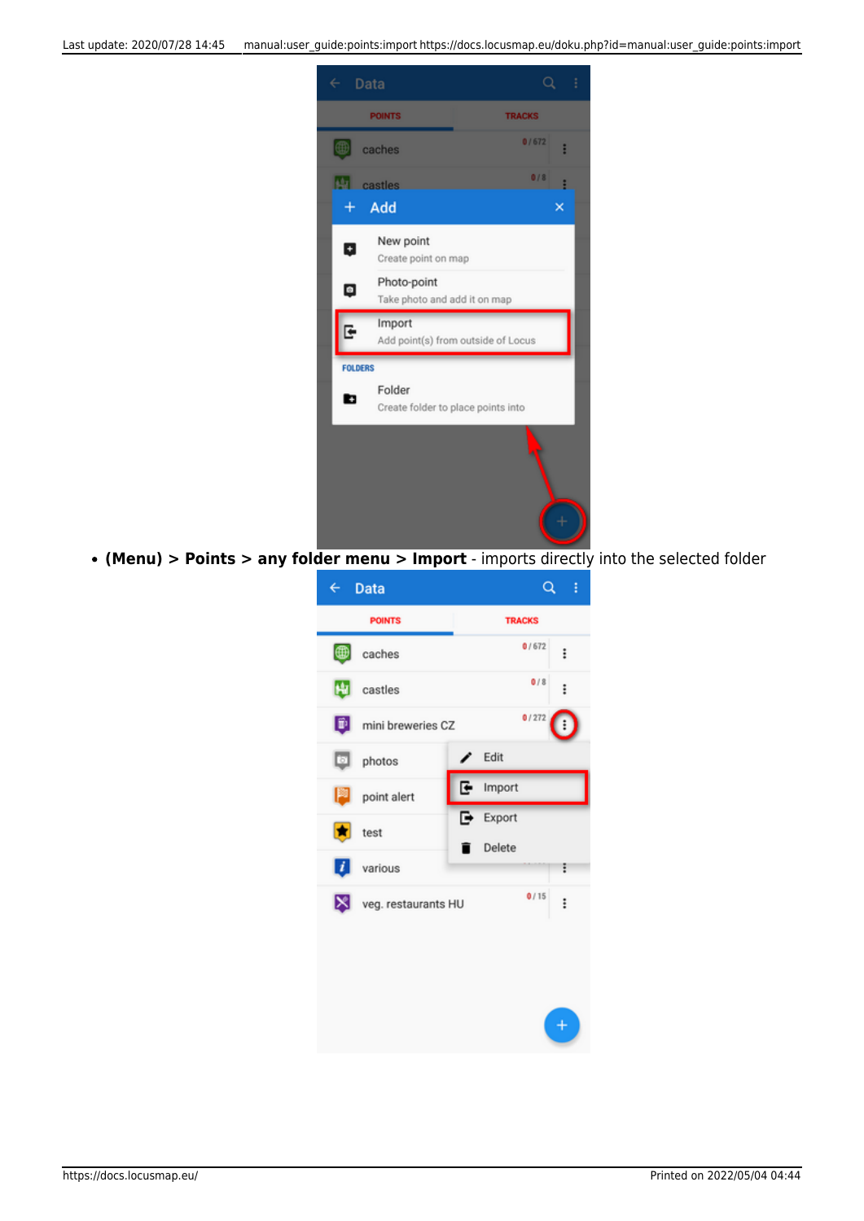- **(Menu) > Points > any folder menu > Import** - imports directly into the selected folder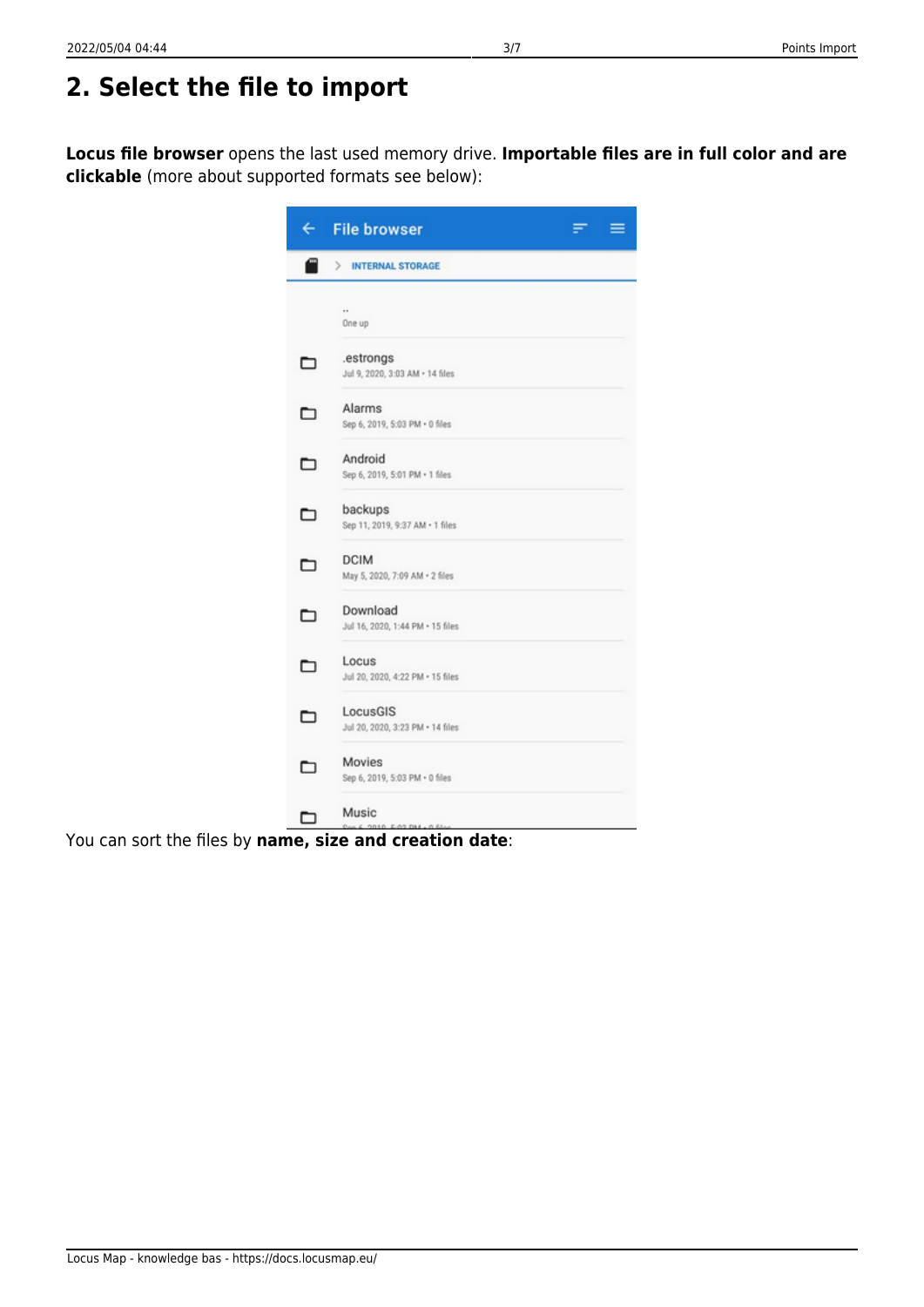## 2. Select the file to import

**Locus file browser** opens the last used memory drive. **Importable files are in full color and are clickable** (more about supported formats see below):

You can sort the files by **name, size and creation date**: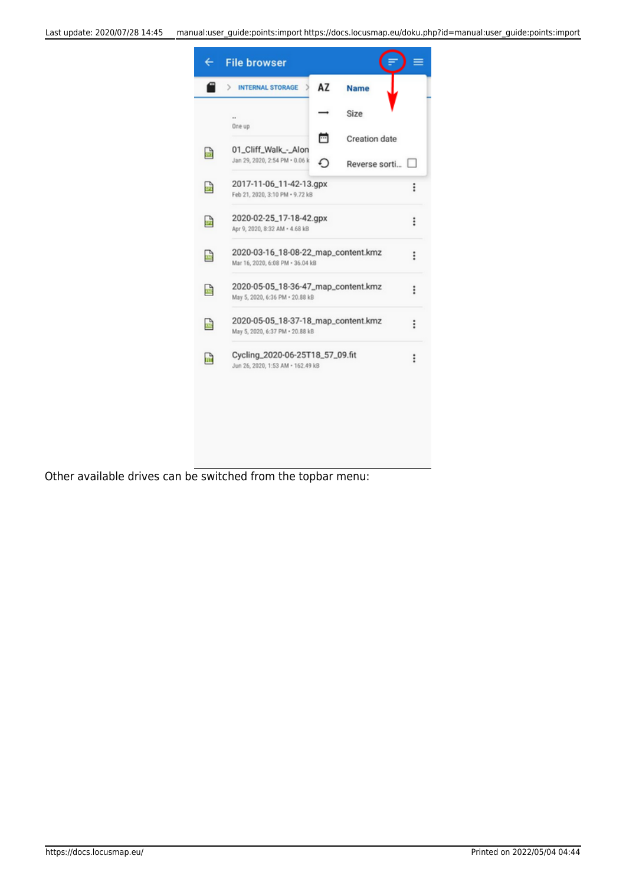Other available drives can be switched from the topbar menu: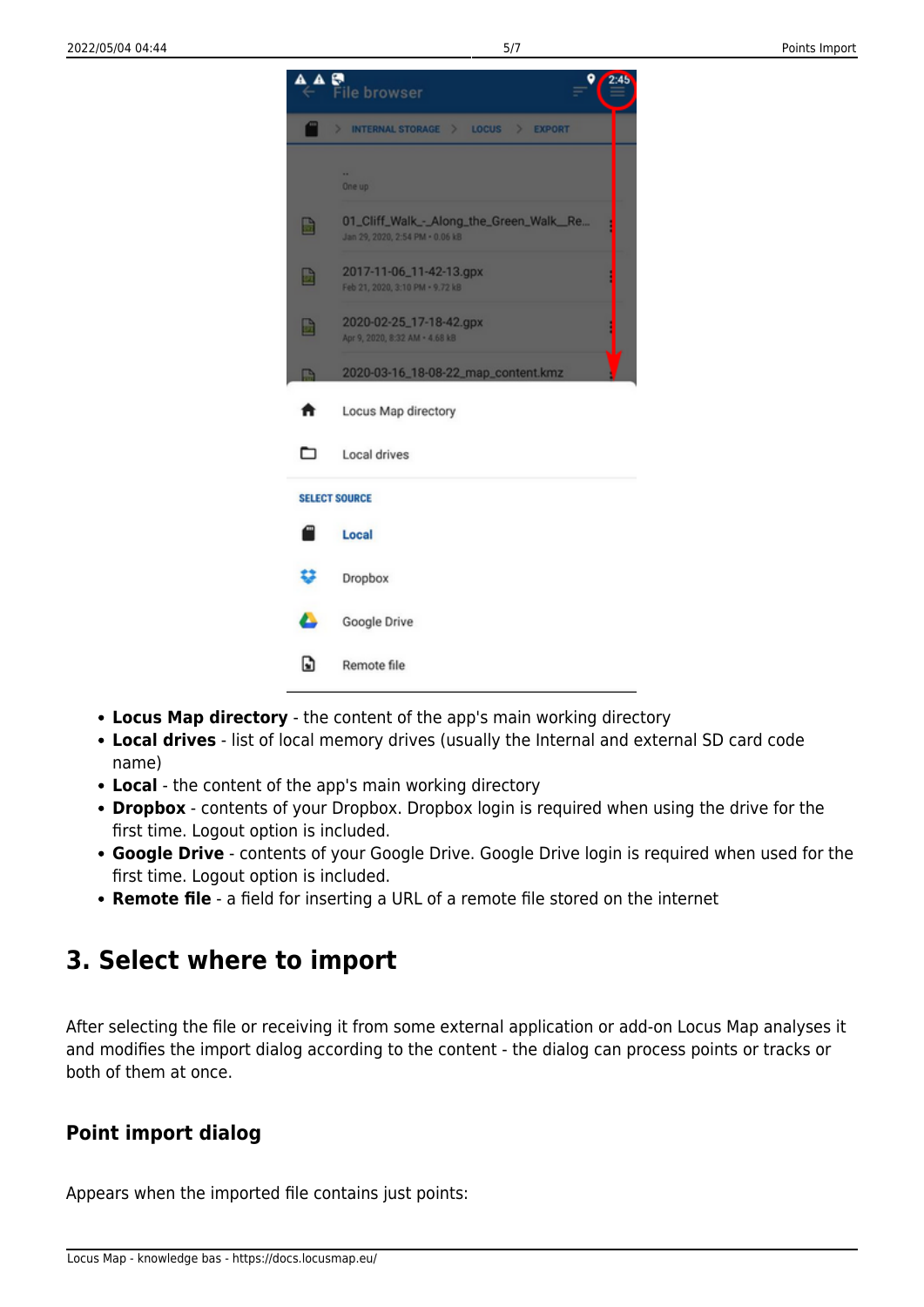- **Locus Map directory** - the content of the app's main working directory
- **Local drives** - list of local memory drives (usually the Internal and external SD card code name)
- **Local** - the content of the app's main working directory
- **Dropbox** - contents of your Dropbox. Dropbox login is required when using the drive for the first time. Logout option is included.
- **Google Drive** - contents of your Google Drive. Google Drive login is required when used for the first time. Logout option is included.
- **Remote file** - a field for inserting a URL of a remote file stored on the internet

## 3. Select where to import

After selecting the file or receiving it from some external application or add-on Locus Map analyses it and modifies the import dialog according to the content - the dialog can process points or tracks or both of them at once.

### Point import dialog

Appears when the imported file contains just points: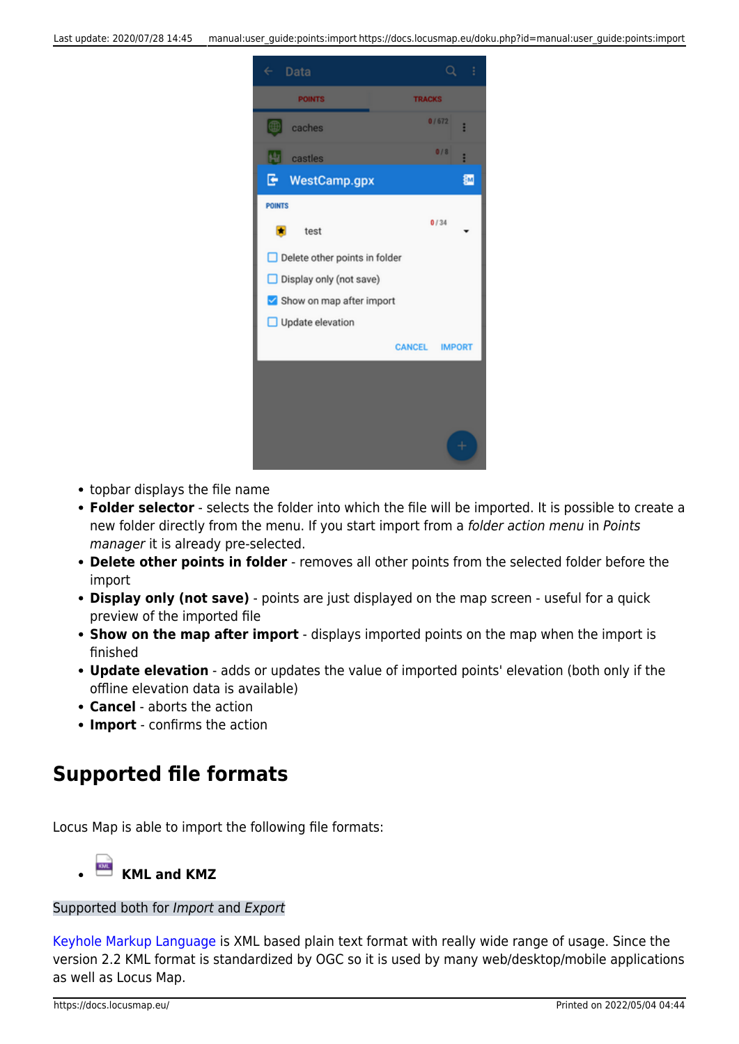- topbar displays the file name
- **Folder selector** - selects the folder into which the file will be imported. It is possible to create a new folder directly from the menu. If you start import from a *folder action menu* in *Points manager* it is already pre-selected.
- **Delete other points in folder** - removes all other points from the selected folder before the import
- **Display only (not save)** - points are just displayed on the map screen - useful for a quick preview of the imported file
- **Show on the map after import** - displays imported points on the map when the import is finished
- **Update elevation** - adds or updates the value of imported points' elevation (both only if the offline elevation data is available)
- **Cancel** - aborts the action
- **Import** - confirms the action

## Supported file formats

Locus Map is able to import the following file formats:

- **KML and KMZ**

Supported both for *Import* and *Export*

Keyhole Markup Language is XML based plain text format with really wide range of usage. Since the version 2.2 KML format is standardized by OGC so it is used by many web/desktop/mobile applications as well as Locus Map.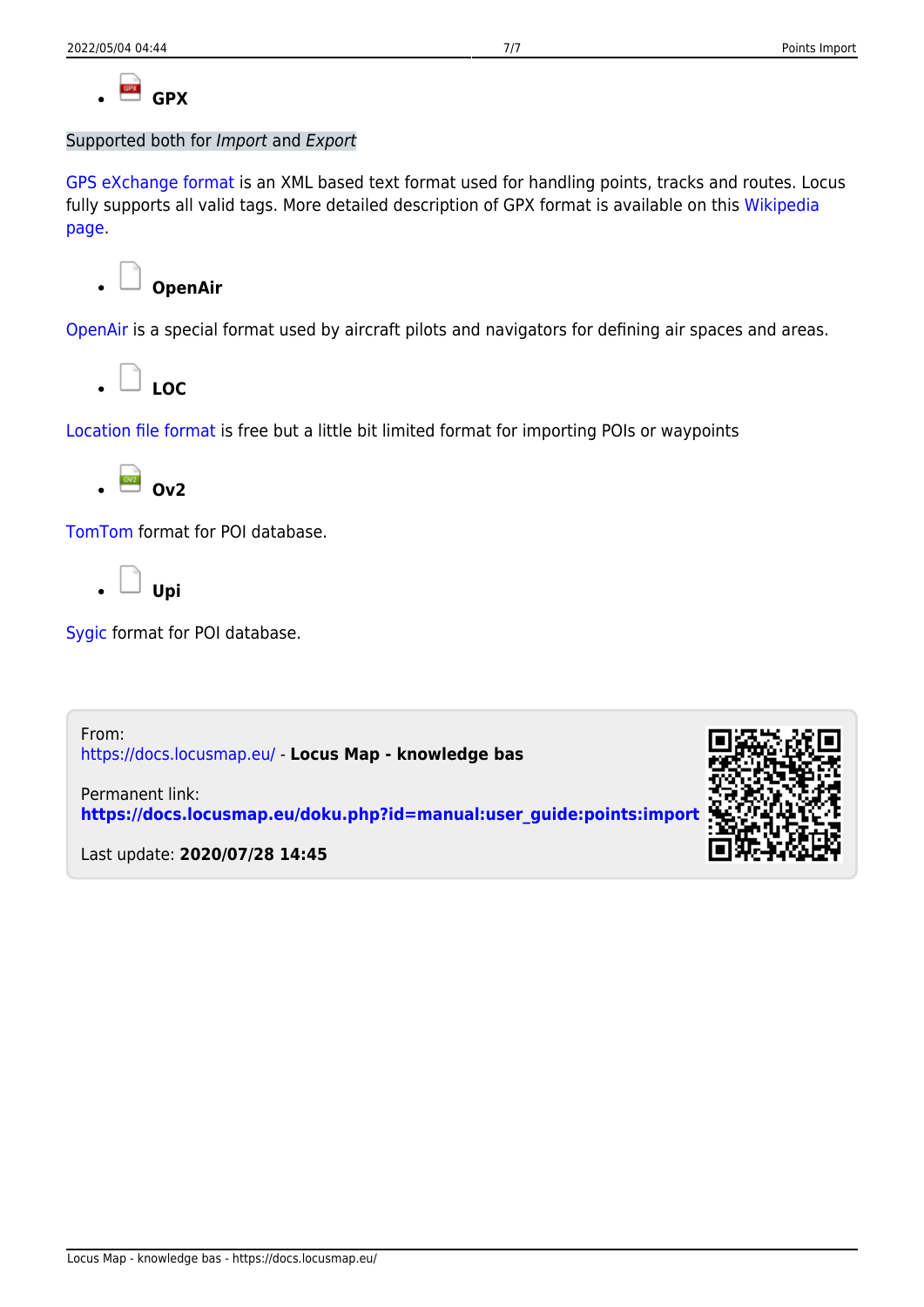- **GPX**

Supported both for *Import* and *Export*

GPS eXchange format is an XML based text format used for handling points, tracks and routes. Locus fully supports all valid tags. More detailed description of GPX format is available on this Wikipedia page.

- **OpenAir**

OpenAir is a special format used by aircraft pilots and navigators for defining air spaces and areas.

- **LOC**

Location file format is free but a little bit limited format for importing POIs or waypoints

- **Ov2**

TomTom format for POI database.

- **Upi**

Sygic format for POI database.

From:
https://docs.locusmap.eu/ - **Locus Map - knowledge bas**

Permanent link:
**https://docs.locusmap.eu/doku.php?id=manual:user_guide:points:import**

Last update: **2020/07/28 14:45**